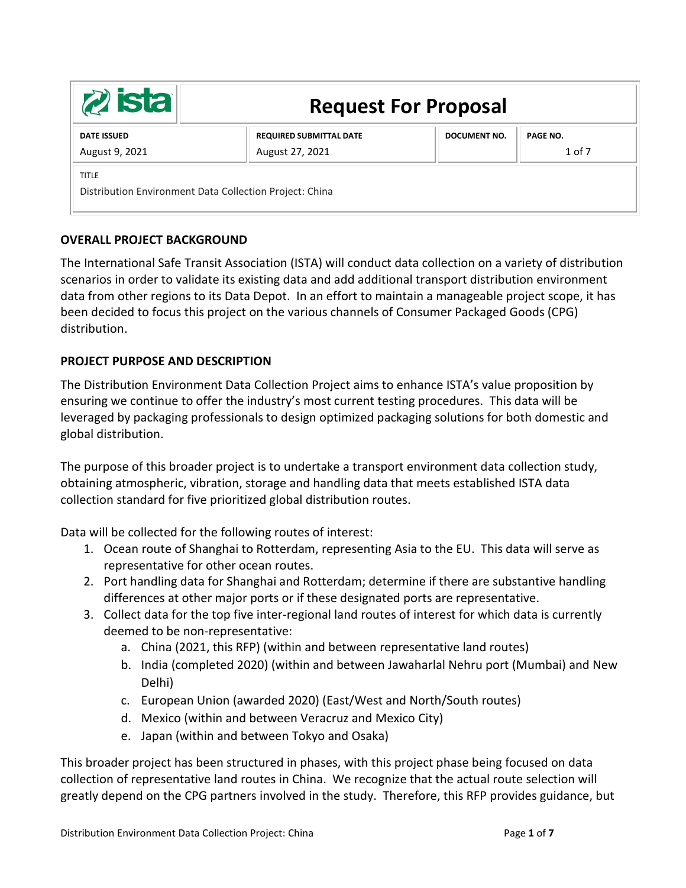# Request For Proposal

| DATE ISSUED | REQUIRED SUBMITTAL DATE | DOCUMENT NO. | PAGE NO. |
|---|---|---|---|
| August 9, 2021 | August 27, 2021 | | 1 of 7 |

| TITLE |
|---|
| Distribution Environment Data Collection Project: China |

## OVERALL PROJECT BACKGROUND

The International Safe Transit Association (ISTA) will conduct data collection on a variety of distribution scenarios in order to validate its existing data and add additional transport distribution environment data from other regions to its Data Depot. In an effort to maintain a manageable project scope, it has been decided to focus this project on the various channels of Consumer Packaged Goods (CPG) distribution.

## PROJECT PURPOSE AND DESCRIPTION

The Distribution Environment Data Collection Project aims to enhance ISTA's value proposition by ensuring we continue to offer the industry's most current testing procedures. This data will be leveraged by packaging professionals to design optimized packaging solutions for both domestic and global distribution.

The purpose of this broader project is to undertake a transport environment data collection study, obtaining atmospheric, vibration, storage and handling data that meets established ISTA data collection standard for five prioritized global distribution routes.

Data will be collected for the following routes of interest:

1. Ocean route of Shanghai to Rotterdam, representing Asia to the EU. This data will serve as representative for other ocean routes.
2. Port handling data for Shanghai and Rotterdam; determine if there are substantive handling differences at other major ports or if these designated ports are representative.
3. Collect data for the top five inter-regional land routes of interest for which data is currently deemed to be non-representative:
   a. China (2021, this RFP) (within and between representative land routes)
   b. India (completed 2020) (within and between Jawaharlal Nehru port (Mumbai) and New Delhi)
   c. European Union (awarded 2020) (East/West and North/South routes)
   d. Mexico (within and between Veracruz and Mexico City)
   e. Japan (within and between Tokyo and Osaka)

This broader project has been structured in phases, with this project phase being focused on data collection of representative land routes in China. We recognize that the actual route selection will greatly depend on the CPG partners involved in the study. Therefore, this RFP provides guidance, but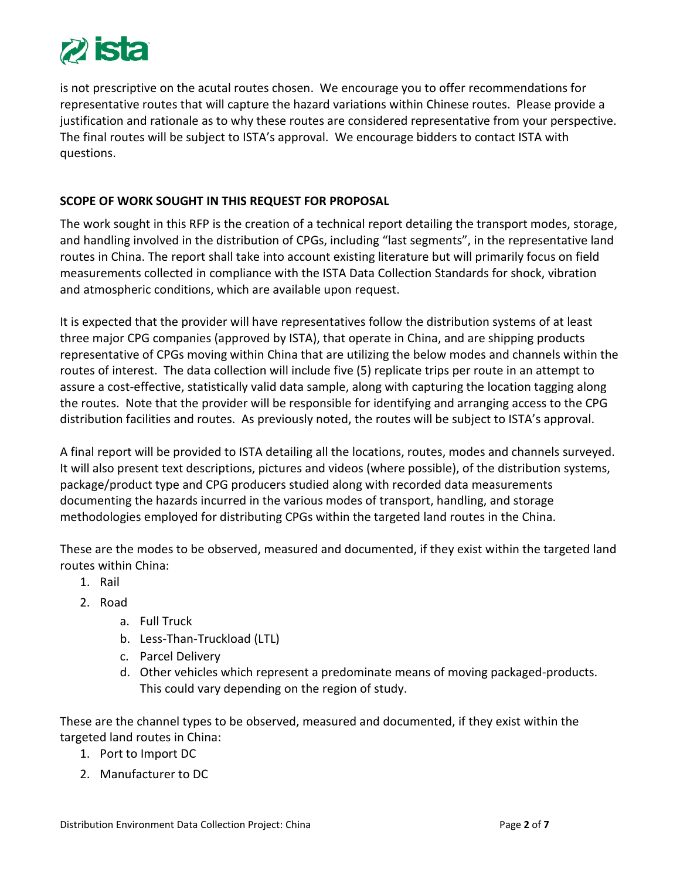is not prescriptive on the acutal routes chosen. We encourage you to offer recommendations for representative routes that will capture the hazard variations within Chinese routes. Please provide a justification and rationale as to why these routes are considered representative from your perspective. The final routes will be subject to ISTA's approval. We encourage bidders to contact ISTA with questions.

## SCOPE OF WORK SOUGHT IN THIS REQUEST FOR PROPOSAL

The work sought in this RFP is the creation of a technical report detailing the transport modes, storage, and handling involved in the distribution of CPGs, including "last segments", in the representative land routes in China. The report shall take into account existing literature but will primarily focus on field measurements collected in compliance with the ISTA Data Collection Standards for shock, vibration and atmospheric conditions, which are available upon request.

It is expected that the provider will have representatives follow the distribution systems of at least three major CPG companies (approved by ISTA), that operate in China, and are shipping products representative of CPGs moving within China that are utilizing the below modes and channels within the routes of interest. The data collection will include five (5) replicate trips per route in an attempt to assure a cost-effective, statistically valid data sample, along with capturing the location tagging along the routes. Note that the provider will be responsible for identifying and arranging access to the CPG distribution facilities and routes. As previously noted, the routes will be subject to ISTA's approval.

A final report will be provided to ISTA detailing all the locations, routes, modes and channels surveyed. It will also present text descriptions, pictures and videos (where possible), of the distribution systems, package/product type and CPG producers studied along with recorded data measurements documenting the hazards incurred in the various modes of transport, handling, and storage methodologies employed for distributing CPGs within the targeted land routes in the China.

These are the modes to be observed, measured and documented, if they exist within the targeted land routes within China:

1. Rail
2. Road
    a. Full Truck
    b. Less-Than-Truckload (LTL)
    c. Parcel Delivery
    d. Other vehicles which represent a predominate means of moving packaged-products. This could vary depending on the region of study.

These are the channel types to be observed, measured and documented, if they exist within the targeted land routes in China:

1. Port to Import DC
2. Manufacturer to DC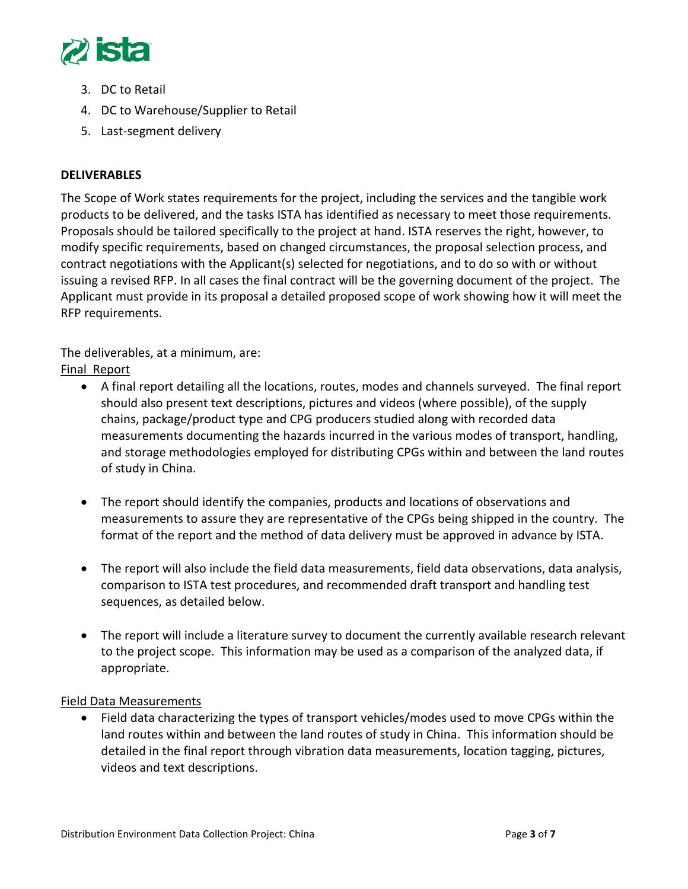3. DC to Retail
4. DC to Warehouse/Supplier to Retail
5. Last-segment delivery

**DELIVERABLES**

The Scope of Work states requirements for the project, including the services and the tangible work products to be delivered, and the tasks ISTA has identified as necessary to meet those requirements. Proposals should be tailored specifically to the project at hand. ISTA reserves the right, however, to modify specific requirements, based on changed circumstances, the proposal selection process, and contract negotiations with the Applicant(s) selected for negotiations, and to do so with or without issuing a revised RFP. In all cases the final contract will be the governing document of the project. The Applicant must provide in its proposal a detailed proposed scope of work showing how it will meet the RFP requirements.

The deliverables, at a minimum, are:

<u>Final Report</u>

- A final report detailing all the locations, routes, modes and channels surveyed. The final report should also present text descriptions, pictures and videos (where possible), of the supply chains, package/product type and CPG producers studied along with recorded data measurements documenting the hazards incurred in the various modes of transport, handling, and storage methodologies employed for distributing CPGs within and between the land routes of study in China.

- The report should identify the companies, products and locations of observations and measurements to assure they are representative of the CPGs being shipped in the country. The format of the report and the method of data delivery must be approved in advance by ISTA.

- The report will also include the field data measurements, field data observations, data analysis, comparison to ISTA test procedures, and recommended draft transport and handling test sequences, as detailed below.

- The report will include a literature survey to document the currently available research relevant to the project scope. This information may be used as a comparison of the analyzed data, if appropriate.

<u>Field Data Measurements</u>

- Field data characterizing the types of transport vehicles/modes used to move CPGs within the land routes within and between the land routes of study in China. This information should be detailed in the final report through vibration data measurements, location tagging, pictures, videos and text descriptions.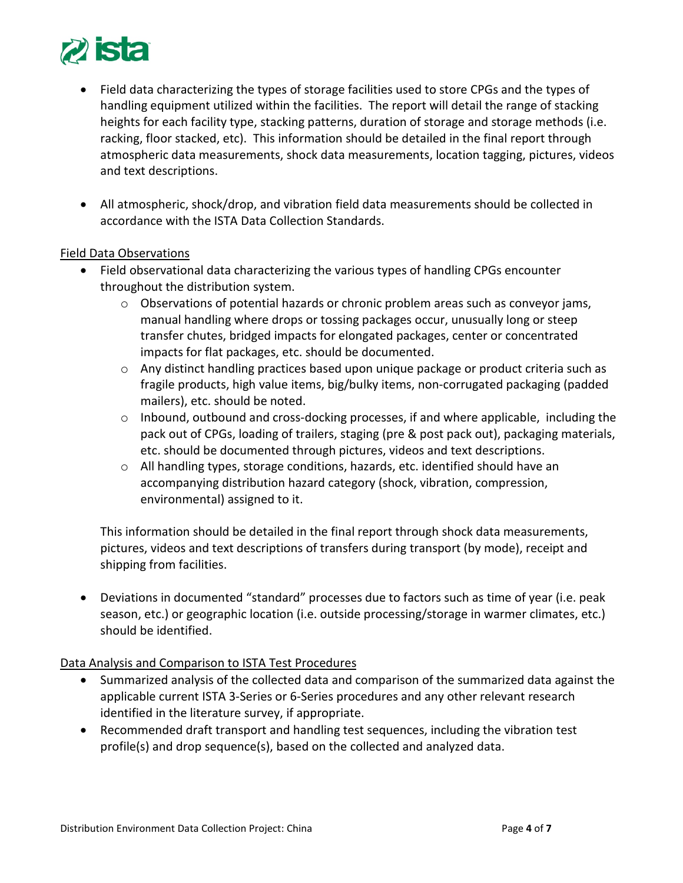- Field data characterizing the types of storage facilities used to store CPGs and the types of handling equipment utilized within the facilities. The report will detail the range of stacking heights for each facility type, stacking patterns, duration of storage and storage methods (i.e. racking, floor stacked, etc). This information should be detailed in the final report through atmospheric data measurements, shock data measurements, location tagging, pictures, videos and text descriptions.

- All atmospheric, shock/drop, and vibration field data measurements should be collected in accordance with the ISTA Data Collection Standards.

<u>Field Data Observations</u>

- Field observational data characterizing the various types of handling CPGs encounter throughout the distribution system.
  - Observations of potential hazards or chronic problem areas such as conveyor jams, manual handling where drops or tossing packages occur, unusually long or steep transfer chutes, bridged impacts for elongated packages, center or concentrated impacts for flat packages, etc. should be documented.
  - Any distinct handling practices based upon unique package or product criteria such as fragile products, high value items, big/bulky items, non-corrugated packaging (padded mailers), etc. should be noted.
  - Inbound, outbound and cross-docking processes, if and where applicable, including the pack out of CPGs, loading of trailers, staging (pre & post pack out), packaging materials, etc. should be documented through pictures, videos and text descriptions.
  - All handling types, storage conditions, hazards, etc. identified should have an accompanying distribution hazard category (shock, vibration, compression, environmental) assigned to it.

  This information should be detailed in the final report through shock data measurements, pictures, videos and text descriptions of transfers during transport (by mode), receipt and shipping from facilities.

- Deviations in documented "standard" processes due to factors such as time of year (i.e. peak season, etc.) or geographic location (i.e. outside processing/storage in warmer climates, etc.) should be identified.

<u>Data Analysis and Comparison to ISTA Test Procedures</u>

- Summarized analysis of the collected data and comparison of the summarized data against the applicable current ISTA 3-Series or 6-Series procedures and any other relevant research identified in the literature survey, if appropriate.
- Recommended draft transport and handling test sequences, including the vibration test profile(s) and drop sequence(s), based on the collected and analyzed data.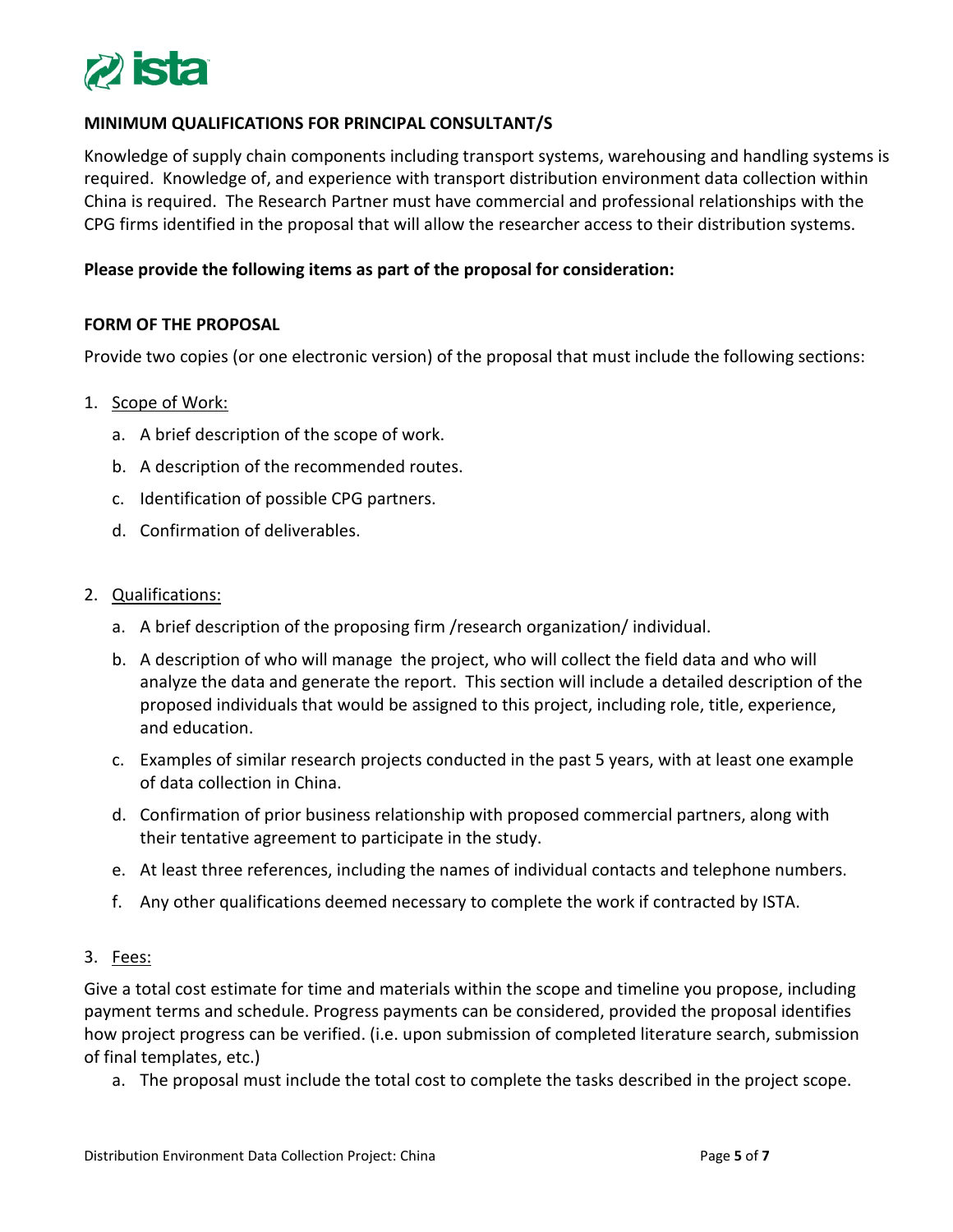### MINIMUM QUALIFICATIONS FOR PRINCIPAL CONSULTANT/S

Knowledge of supply chain components including transport systems, warehousing and handling systems is required. Knowledge of, and experience with transport distribution environment data collection within China is required. The Research Partner must have commercial and professional relationships with the CPG firms identified in the proposal that will allow the researcher access to their distribution systems.

**Please provide the following items as part of the proposal for consideration:**

### FORM OF THE PROPOSAL

Provide two copies (or one electronic version) of the proposal that must include the following sections:

1. <u>Scope of Work:</u>
   a. A brief description of the scope of work.
   b. A description of the recommended routes.
   c. Identification of possible CPG partners.
   d. Confirmation of deliverables.

2. <u>Qualifications:</u>
   a. A brief description of the proposing firm /research organization/ individual.
   b. A description of who will manage the project, who will collect the field data and who will analyze the data and generate the report. This section will include a detailed description of the proposed individuals that would be assigned to this project, including role, title, experience, and education.
   c. Examples of similar research projects conducted in the past 5 years, with at least one example of data collection in China.
   d. Confirmation of prior business relationship with proposed commercial partners, along with their tentative agreement to participate in the study.
   e. At least three references, including the names of individual contacts and telephone numbers.
   f. Any other qualifications deemed necessary to complete the work if contracted by ISTA.

3. <u>Fees:</u>

Give a total cost estimate for time and materials within the scope and timeline you propose, including payment terms and schedule. Progress payments can be considered, provided the proposal identifies how project progress can be verified. (i.e. upon submission of completed literature search, submission of final templates, etc.)

   a. The proposal must include the total cost to complete the tasks described in the project scope.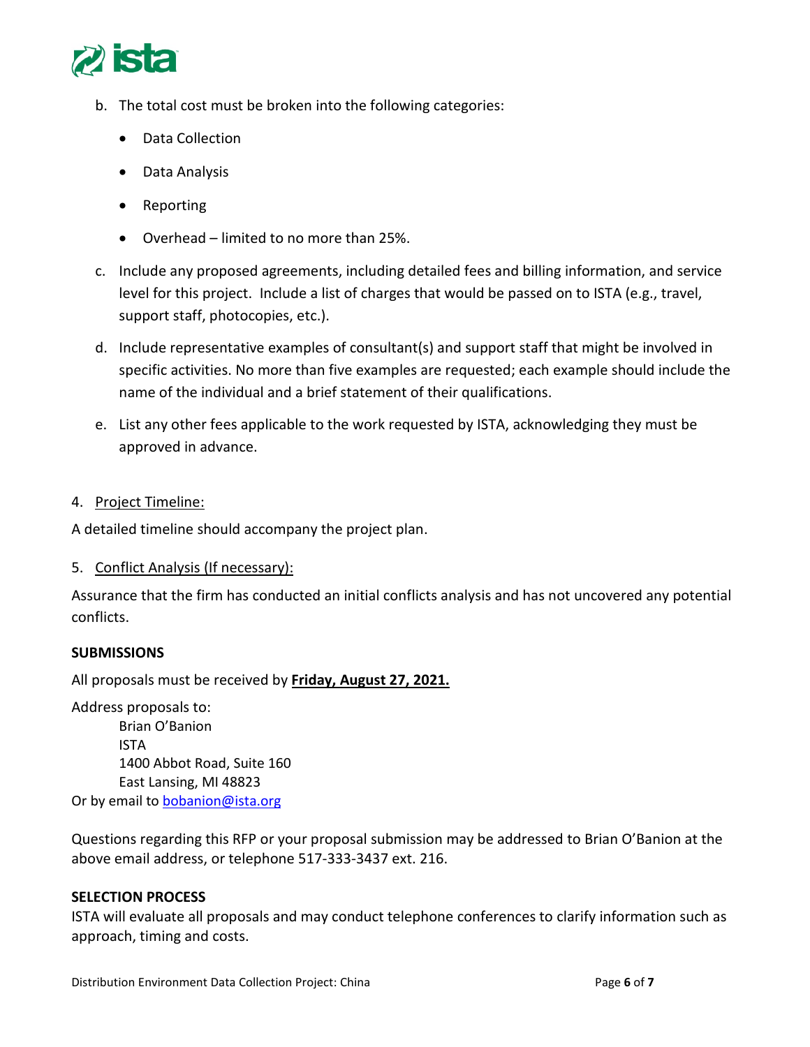b. The total cost must be broken into the following categories:

   - Data Collection
   - Data Analysis
   - Reporting
   - Overhead – limited to no more than 25%.

c. Include any proposed agreements, including detailed fees and billing information, and service level for this project. Include a list of charges that would be passed on to ISTA (e.g., travel, support staff, photocopies, etc.).

d. Include representative examples of consultant(s) and support staff that might be involved in specific activities. No more than five examples are requested; each example should include the name of the individual and a brief statement of their qualifications.

e. List any other fees applicable to the work requested by ISTA, acknowledging they must be approved in advance.

4. Project Timeline:

A detailed timeline should accompany the project plan.

5. Conflict Analysis (If necessary):

Assurance that the firm has conducted an initial conflicts analysis and has not uncovered any potential conflicts.

**SUBMISSIONS**

All proposals must be received by **Friday, August 27, 2021.**

Address proposals to:
Brian O'Banion
ISTA
1400 Abbot Road, Suite 160
East Lansing, MI 48823
Or by email to bobanion@ista.org

Questions regarding this RFP or your proposal submission may be addressed to Brian O'Banion at the above email address, or telephone 517-333-3437 ext. 216.

**SELECTION PROCESS**

ISTA will evaluate all proposals and may conduct telephone conferences to clarify information such as approach, timing and costs.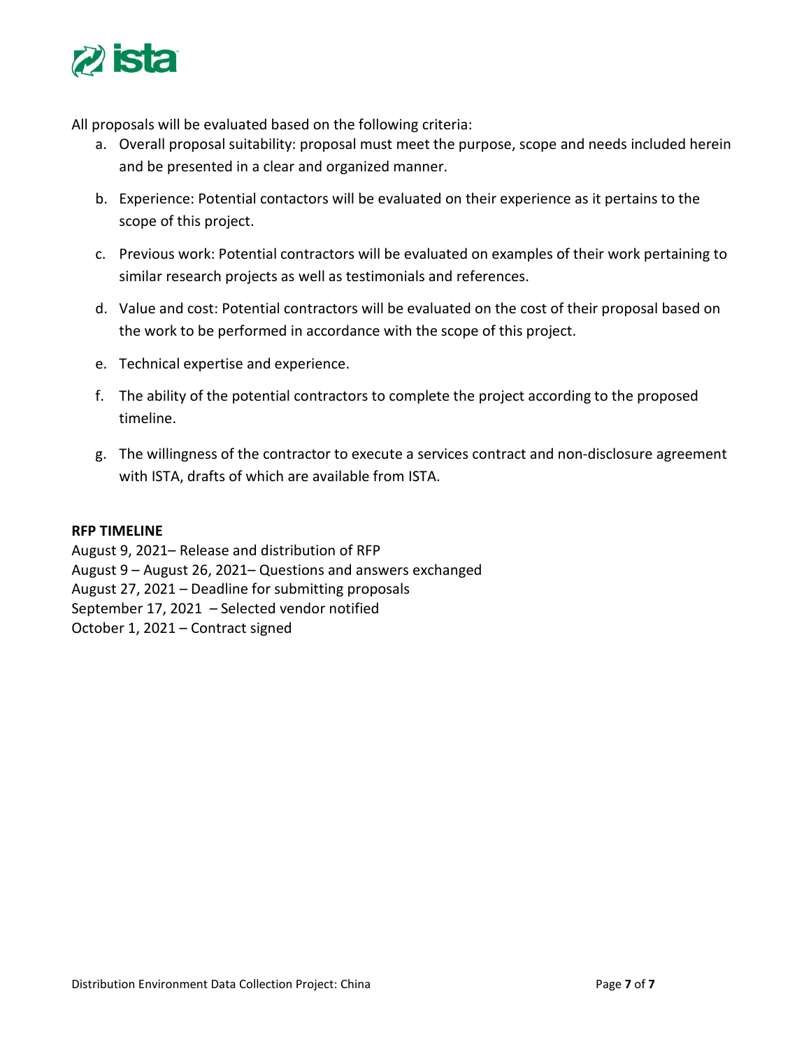All proposals will be evaluated based on the following criteria:

a. Overall proposal suitability: proposal must meet the purpose, scope and needs included herein and be presented in a clear and organized manner.

b. Experience: Potential contactors will be evaluated on their experience as it pertains to the scope of this project.

c. Previous work: Potential contractors will be evaluated on examples of their work pertaining to similar research projects as well as testimonials and references.

d. Value and cost: Potential contractors will be evaluated on the cost of their proposal based on the work to be performed in accordance with the scope of this project.

e. Technical expertise and experience.

f. The ability of the potential contractors to complete the project according to the proposed timeline.

g. The willingness of the contractor to execute a services contract and non-disclosure agreement with ISTA, drafts of which are available from ISTA.

**RFP TIMELINE**

August 9, 2021– Release and distribution of RFP
August 9 – August 26, 2021– Questions and answers exchanged
August 27, 2021 – Deadline for submitting proposals
September 17, 2021 – Selected vendor notified
October 1, 2021 – Contract signed